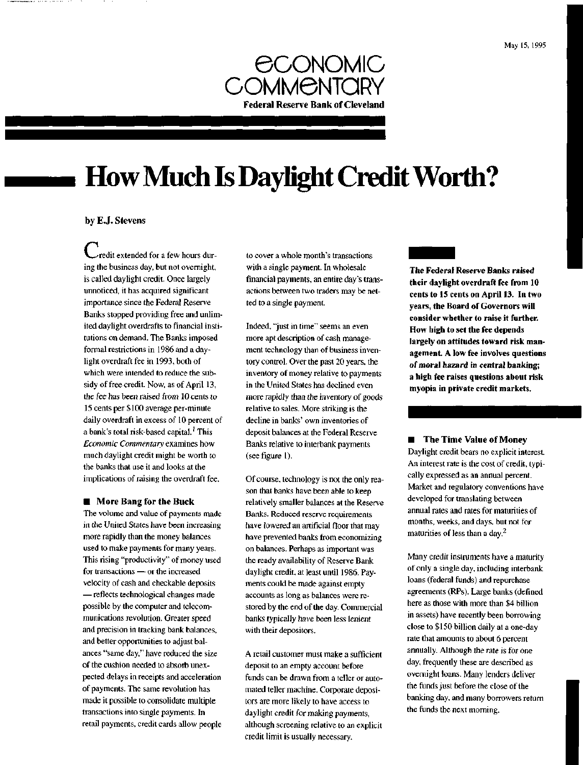May 15, 1995

# ECONOMIC COMMENTARY

**Federal Reserve Bank of Cleveland**

# How Much Is Daylight Credit Worth?

**by E.J. Stevens**

**The Federal Reserve Banks raised their daylight overdraft fee from 10 cents to 15 cents on April 13. In two years, the Board of Governors will consider whether to raise it further. How high to set the fee depends largely on attitudes toward risk management. A low fee involves questions of moral hazard in central banking; a high fee raises questions about risk myopia in private credit markets.**

Credit extended for a few hours during the business day, but not overnight, is called daylight credit. Once largely unnoticed, it has acquired significant importance since the Federal Reserve Banks stopped providing free and unlimited daylight overdrafts to financial institutions on demand. The Banks imposed formal restrictions in 1986 and a daylight overdraft fee in 1993, both of which were intended to reduce the subsidy of free credit. Now, as of April 13, the fee has been raised from 10 cents to 15 cents per $100 average per-minute daily overdraft in excess of 10 percent of a bank's total risk-based capital.[1] This *Economic Commentary* examines how much daylight credit might be worth to the banks that use it and looks at the implications of raising the overdraft fee.

## ■ More Bang for the Buck

The volume and value of payments made in the United States have been increasing more rapidly than the money balances used to make payments for many years. This rising "productivity" of money used for transactions — or the increased velocity of cash and checkable deposits — reflects technological changes made possible by the computer and telecommunications revolution. Greater speed and precision in tracking bank balances, and better opportunities to adjust balances "same day," have reduced the size of the cushion needed to absorb unexpected delays in receipts and acceleration of payments. The same revolution has made it possible to consolidate multiple transactions into single payments. In retail payments, credit cards allow people to cover a whole month's transactions with a single payment. In wholesale financial payments, an entire day's transactions between two traders may be netted to a single payment.

Indeed, "just in time" seems an even more apt description of cash management technology than of business inventory control. Over the past 20 years, the inventory of money relative to payments in the United States has declined even more rapidly than the inventory of goods relative to sales. More striking is the decline in banks' own inventories of deposit balances at the Federal Reserve Banks relative to interbank payments (see figure 1).

Of course, technology is not the only reason that banks have been able to keep relatively smaller balances at the Reserve Banks. Reduced reserve requirements have lowered an artificial floor that may have prevented banks from economizing on balances. Perhaps as important was the ready availability of Reserve Bank daylight credit, at least until 1986. Payments could be made against empty accounts as long as balances were restored by the end of the day. Commercial banks typically have been less lenient with their depositors.

A retail customer must make a sufficient deposit to an empty account before funds can be drawn from a teller or automated teller machine. Corporate depositors are more likely to have access to daylight credit for making payments, although screening relative to an explicit credit limit is usually necessary.

## ■ The Time Value of Money

Daylight credit bears no explicit interest. An interest rate is the cost of credit, typically expressed as an annual percent. Market and regulatory conventions have developed for translating between annual rates and rates for maturities of months, weeks, and days, but not for maturities of less than a day.[2]

Many credit instruments have a maturity of only a single day, including interbank loans (federal funds) and repurchase agreements (RPs). Large banks (defined here as those with more than $4 billion in assets) have recently been borrowing close to $150 billion daily at a one-day rate that amounts to about 6 percent annually. Although the rate is for one day, frequently these are described as overnight loans. Many lenders deliver the funds just before the close of the banking day, and many borrowers return the funds the next morning.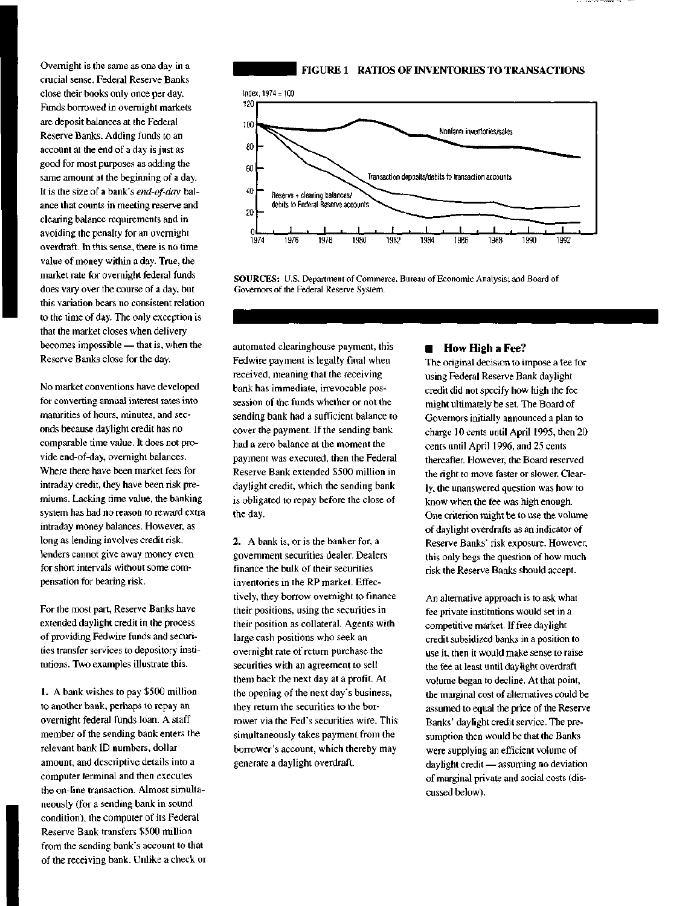Overnight is the same as one day in a crucial sense. Federal Reserve Banks close their books only once per day. Funds borrowed in overnight markets are deposit balances at the Federal Reserve Banks. Adding funds to an account at the end of a day is just as good for most purposes as adding the same amount at the beginning of a day. It is the size of a bank's *end-of-day* balance that counts in meeting reserve and clearing balance requirements and in avoiding the penalty for an overnight overdraft. In this sense, there is no time value of money within a day. True, the market rate for overnight federal funds does vary over the course of a day, but this variation bears no consistent relation to the time of day. The only exception is that the market closes when delivery becomes impossible — that is, when the Reserve Banks close for the day.

No market conventions have developed for converting annual interest rates into maturities of hours, minutes, and seconds because daylight credit has no comparable time value. It does not provide end-of-day, overnight balances. Where there have been market fees for intraday credit, they have been risk premiums. Lacking time value, the banking system has had no reason to reward extra intraday money balances. However, as long as lending involves credit risk, lenders cannot give away money even for short intervals without some compensation for bearing risk.

For the most part, Reserve Banks have extended daylight credit in the process of providing Fedwire funds and securities transfer services to depository institutions. Two examples illustrate this.

1. A bank wishes to pay $500 million to another bank, perhaps to repay an overnight federal funds loan. A staff member of the sending bank enters the relevant bank ID numbers, dollar amount, and descriptive details into a computer terminal and then executes the on-line transaction. Almost simultaneously (for a sending bank in sound condition), the computer of its Federal Reserve Bank transfers $500 million from the sending bank's account to that of the receiving bank. Unlike a check or automated clearinghouse payment, this Fedwire payment is legally final when received, meaning that the receiving bank has immediate, irrevocable possession of the funds whether or not the sending bank had a sufficient balance to cover the payment. If the sending bank had a zero balance at the moment the payment was executed, then the Federal Reserve Bank extended $500 million in daylight credit, which the sending bank is obligated to repay before the close of the day.

2. A bank is, or is the banker for, a government securities dealer. Dealers finance the bulk of their securities inventories in the RP market. Effectively, they borrow overnight to finance their positions, using the securities in their position as collateral. Agents with large cash positions who seek an overnight rate of return purchase the securities with an agreement to sell them back the next day at a profit. At the opening of the next day's business, they return the securities to the borrower via the Fed's securities wire. This simultaneously takes payment from the borrower's account, which thereby may generate a daylight overdraft.

**FIGURE 1 RATIOS OF INVENTORIES TO TRANSACTIONS**

Index, 1974 = 100

Nonfarm inventories/sales

Transaction deposits/debits to transaction accounts

Reserve + clearing balances/ debits to Federal Reserve accounts

SOURCES: U.S. Department of Commerce, Bureau of Economic Analysis; and Board of Governors of the Federal Reserve System.

## How High a Fee?

The original decision to impose a fee for using Federal Reserve Bank daylight credit did not specify how high the fee might ultimately be set. The Board of Governors initially announced a plan to charge 10 cents until April 1995, then 20 cents until April 1996, and 25 cents thereafter. However, the Board reserved the right to move faster or slower. Clearly, the unanswered question was how to know when the fee was high enough. One criterion might be to use the volume of daylight overdrafts as an indicator of Reserve Banks' risk exposure. However, this only begs the question of how much risk the Reserve Banks should accept.

An alternative approach is to ask what fee private institutions would set in a competitive market. If free daylight credit subsidized banks in a position to use it, then it would make sense to raise the fee at least until daylight overdraft volume began to decline. At that point, the marginal cost of alternatives could be assumed to equal the price of the Reserve Banks' daylight credit service. The presumption then would be that the Banks were supplying an efficient volume of daylight credit — assuming no deviation of marginal private and social costs (discussed below).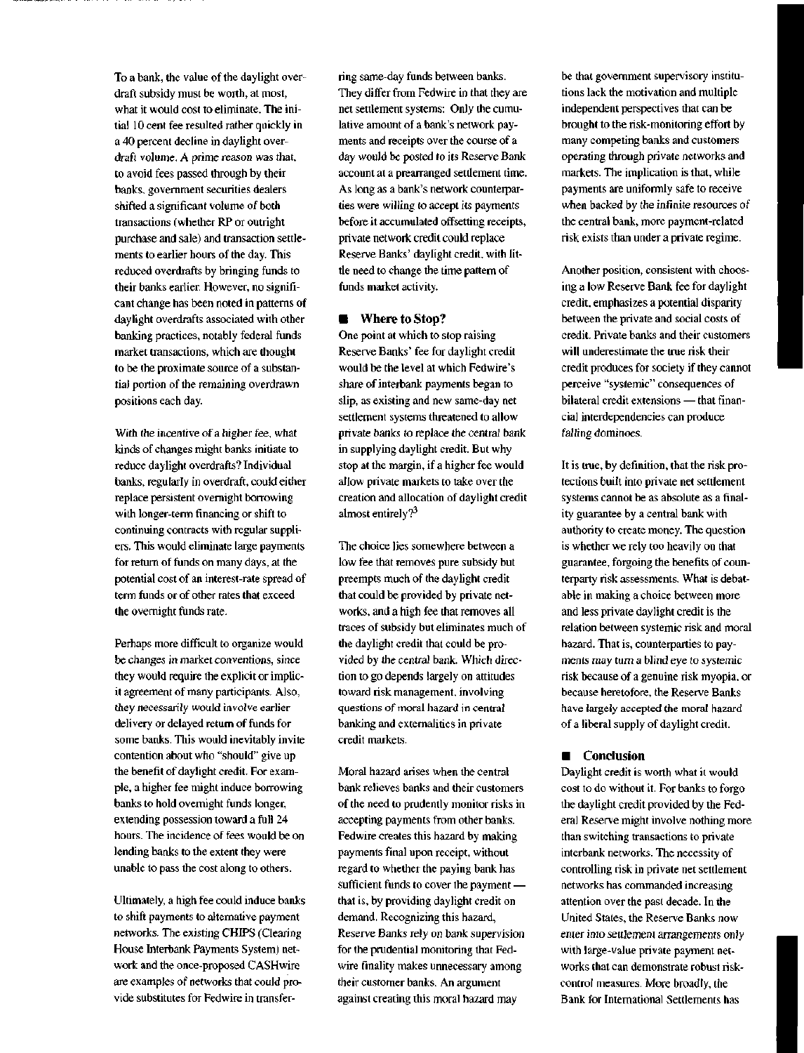To a bank, the value of the daylight overdraft subsidy must be worth, at most, what it would cost to eliminate. The initial 10 cent fee resulted rather quickly in a 40 percent decline in daylight overdraft volume. A prime reason was that, to avoid fees passed through by their banks, government securities dealers shifted a significant volume of both transactions (whether RP or outright purchase and sale) and transaction settlements to earlier hours of the day. This reduced overdrafts by bringing funds to their banks earlier. However, no significant change has been noted in patterns of daylight overdrafts associated with other banking practices, notably federal funds market transactions, which are thought to be the proximate source of a substantial portion of the remaining overdrawn positions each day.

With the incentive of a higher fee, what kinds of changes might banks initiate to reduce daylight overdrafts? Individual banks, regularly in overdraft, could either replace persistent overnight borrowing with longer-term financing or shift to continuing contracts with regular suppliers. This would eliminate large payments for return of funds on many days, at the potential cost of an interest-rate spread of term funds or of other rates that exceed the overnight funds rate.

Perhaps more difficult to organize would be changes in market conventions, since they would require the explicit or implicit agreement of many participants. Also, they necessarily would involve earlier delivery or delayed return of funds for some banks. This would inevitably invite contention about who "should" give up the benefit of daylight credit. For example, a higher fee might induce borrowing banks to hold overnight funds longer, extending possession toward a full 24 hours. The incidence of fees would be on lending banks to the extent they were unable to pass the cost along to others.

Ultimately, a high fee could induce banks to shift payments to alternative payment networks. The existing CHIPS (Clearing House Interbank Payments System) network and the once-proposed CASHwire are examples of networks that could provide substitutes for Fedwire in transferring same-day funds between banks. They differ from Fedwire in that they are net settlement systems: Only the cumulative amount of a bank's network payments and receipts over the course of a day would be posted to its Reserve Bank account at a prearranged settlement time. As long as a bank's network counterparties were willing to accept its payments before it accumulated offsetting receipts, private network credit could replace Reserve Banks' daylight credit, with little need to change the time pattern of funds market activity.

## Where to Stop?

One point at which to stop raising Reserve Banks' fee for daylight credit would be the level at which Fedwire's share of interbank payments began to slip, as existing and new same-day net settlement systems threatened to allow private banks to replace the central bank in supplying daylight credit. But why stop at the margin, if a higher fee would allow private markets to take over the creation and allocation of daylight credit almost entirely?[3]

The choice lies somewhere between a low fee that removes pure subsidy but preempts much of the daylight credit that could be provided by private networks, and a high fee that removes all traces of subsidy but eliminates much of the daylight credit that could be provided by the central bank. Which direction to go depends largely on attitudes toward risk management, involving questions of moral hazard in central banking and externalities in private credit markets.

Moral hazard arises when the central bank relieves banks and their customers of the need to prudently monitor risks in accepting payments from other banks. Fedwire creates this hazard by making payments final upon receipt, without regard to whether the paying bank has sufficient funds to cover the payment — that is, by providing daylight credit on demand. Recognizing this hazard, Reserve Banks rely on bank supervision for the prudential monitoring that Fedwire finality makes unnecessary among their customer banks. An argument against creating this moral hazard may be that government supervisory institutions lack the motivation and multiple independent perspectives that can be brought to the risk-monitoring effort by many competing banks and customers operating through private networks and markets. The implication is that, while payments are uniformly safe to receive when backed by the infinite resources of the central bank, more payment-related risk exists than under a private regime.

Another position, consistent with choosing a low Reserve Bank fee for daylight credit, emphasizes a potential disparity between the private and social costs of credit. Private banks and their customers will underestimate the true risk their credit produces for society if they cannot perceive "systemic" consequences of bilateral credit extensions — that financial interdependencies can produce *falling dominoes*.

It is true, by definition, that the risk protections built into private net settlement systems cannot be as absolute as a finality guarantee by a central bank with authority to create money. The question is whether we rely too heavily on that guarantee, forgoing the benefits of counterparty risk assessments. What is debatable in making a choice between more and less private daylight credit is the relation between systemic risk and moral hazard. That is, counterparties to payments *may* turn a blind eye to systemic risk because of a genuine risk myopia, or because heretofore, the Reserve Banks have largely accepted the moral hazard of a liberal supply of daylight credit.

## Conclusion

Daylight credit is worth what it would cost to do without it. For banks to forgo the daylight credit provided by the Federal Reserve might involve nothing more than switching transactions to private interbank networks. The necessity of controlling risk in private net settlement networks has commanded increasing attention over the past decade. In the United States, the Reserve Banks now enter into settlement arrangements only with large-value private payment networks that can demonstrate robust risk-control measures. More broadly, the Bank for International Settlements has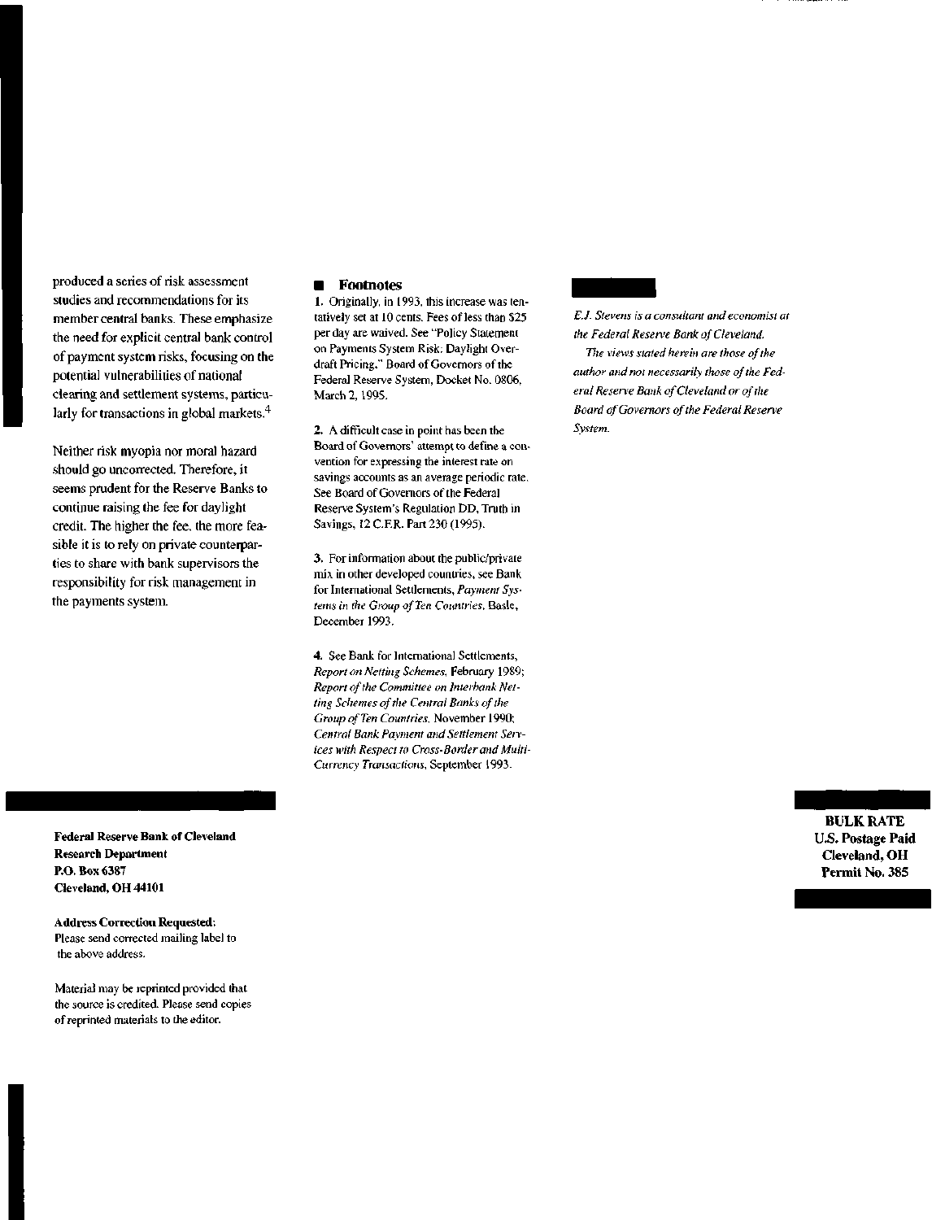produced a series of risk assessment studies and recommendations for its member central banks. These emphasize the need for explicit central bank control of payment system risks, focusing on the potential vulnerabilities of national clearing and settlement systems, particularly for transactions in global markets.[4]

Neither risk myopia nor moral hazard should go uncorrected. Therefore, it seems prudent for the Reserve Banks to continue raising the fee for daylight credit. The higher the fee, the more feasible it is to rely on private counterparties to share with bank supervisors the responsibility for risk management in the payments system.

## Footnotes

1. Originally, in 1993, this increase was tentatively set at 10 cents. Fees of less than $25 per day are waived. See "Policy Statement on Payments System Risk: Daylight Overdraft Pricing," Board of Governors of the Federal Reserve System, Docket No. 0806, March 2, 1995.

2. A difficult case in point has been the Board of Governors' attempt to define a convention for expressing the interest rate on savings accounts as an average periodic rate. See Board of Governors of the Federal Reserve System's Regulation DD, Truth in Savings, 12 C.F.R. Part 230 (1995).

3. For information about the public/private mix in other developed countries, see Bank for International Settlements, *Payment Systems in the Group of Ten Countries*, Basle, December 1993.

4. See Bank for International Settlements, *Report on Netting Schemes*, February 1989; *Report of the Committee on Interbank Netting Schemes of the Central Banks of the Group of Ten Countries*, November 1990; *Central Bank Payment and Settlement Services with Respect to Cross-Border and Multi-Currency Transactions*, September 1993.

*E.J. Stevens is a consultant and economist at the Federal Reserve Bank of Cleveland.*

*The views stated herein are those of the author and not necessarily those of the Federal Reserve Bank of Cleveland or of the Board of Governors of the Federal Reserve System.*

**Federal Reserve Bank of Cleveland**
**Research Department**
**P.O. Box 6387**
**Cleveland, OH 44101**

**Address Correction Requested:**
Please send corrected mailing label to the above address.

Material may be reprinted provided that the source is credited. Please send copies of reprinted materials to the editor.

**BULK RATE**
**U.S. Postage Paid**
**Cleveland, OH**
**Permit No. 385**